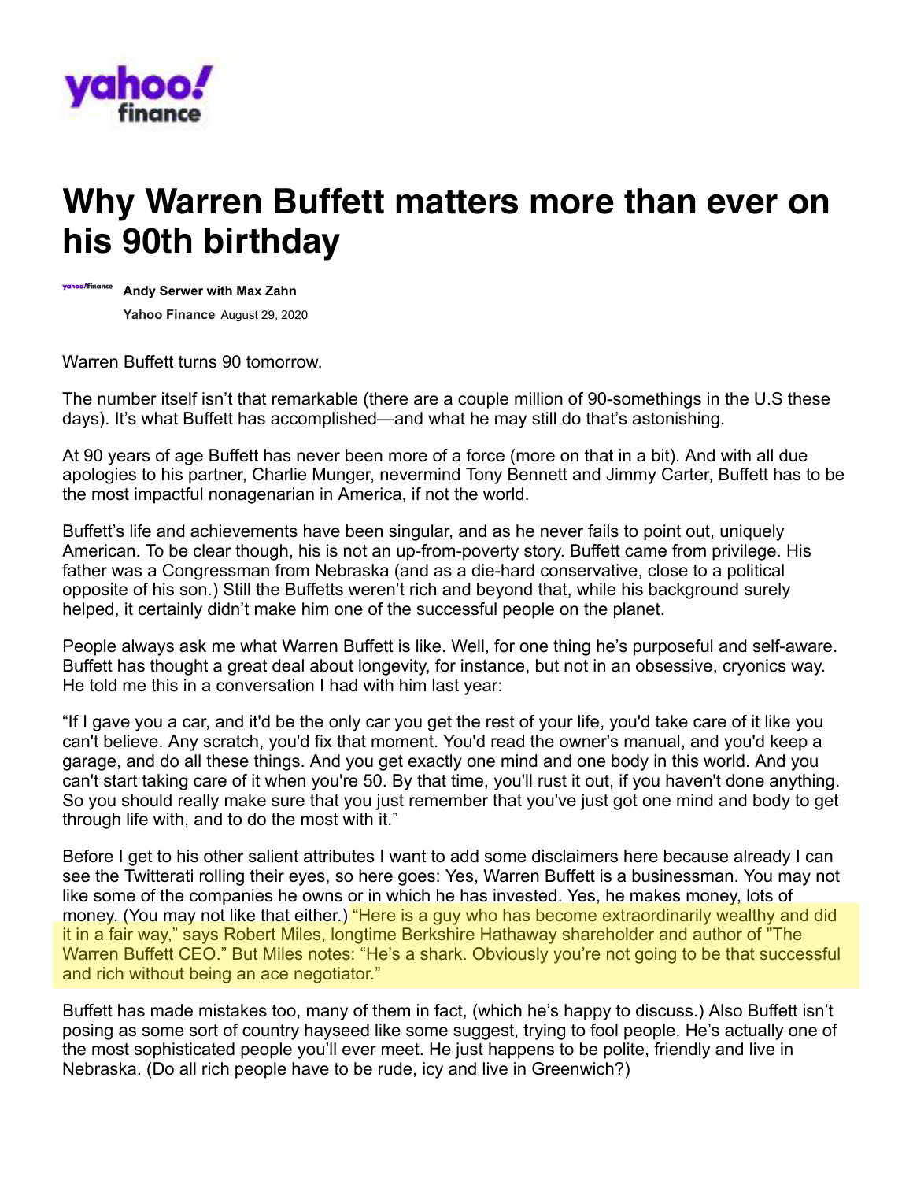# Why Warren Buffett matters more than ever on his 90th birthday

**Andy Serwer with Max Zahn**

**Yahoo Finance** August 29, 2020

Warren Buffett turns 90 tomorrow.

The number itself isn't that remarkable (there are a couple million of 90-somethings in the U.S these days). It's what Buffett has accomplished—and what he may still do that's astonishing.

At 90 years of age Buffett has never been more of a force (more on that in a bit). And with all due apologies to his partner, Charlie Munger, nevermind Tony Bennett and Jimmy Carter, Buffett has to be the most impactful nonagenarian in America, if not the world.

Buffett's life and achievements have been singular, and as he never fails to point out, uniquely American. To be clear though, his is not an up-from-poverty story. Buffett came from privilege. His father was a Congressman from Nebraska (and as a die-hard conservative, close to a political opposite of his son.) Still the Buffetts weren't rich and beyond that, while his background surely helped, it certainly didn't make him one of the successful people on the planet.

People always ask me what Warren Buffett is like. Well, for one thing he's purposeful and self-aware. Buffett has thought a great deal about longevity, for instance, but not in an obsessive, cryonics way. He told me this in a conversation I had with him last year:

"If I gave you a car, and it'd be the only car you get the rest of your life, you'd take care of it like you can't believe. Any scratch, you'd fix that moment. You'd read the owner's manual, and you'd keep a garage, and do all these things. And you get exactly one mind and one body in this world. And you can't start taking care of it when you're 50. By that time, you'll rust it out, if you haven't done anything. So you should really make sure that you just remember that you've just got one mind and body to get through life with, and to do the most with it."

Before I get to his other salient attributes I want to add some disclaimers here because already I can see the Twitterati rolling their eyes, so here goes: Yes, Warren Buffett is a businessman. You may not like some of the companies he owns or in which he has invested. Yes, he makes money, lots of money. (You may not like that either.) "Here is a guy who has become extraordinarily wealthy and did it in a fair way," says Robert Miles, longtime Berkshire Hathaway shareholder and author of "The Warren Buffett CEO." But Miles notes: "He's a shark. Obviously you're not going to be that successful and rich without being an ace negotiator."

Buffett has made mistakes too, many of them in fact, (which he's happy to discuss.) Also Buffett isn't posing as some sort of country hayseed like some suggest, trying to fool people. He's actually one of the most sophisticated people you'll ever meet. He just happens to be polite, friendly and live in Nebraska. (Do all rich people have to be rude, icy and live in Greenwich?)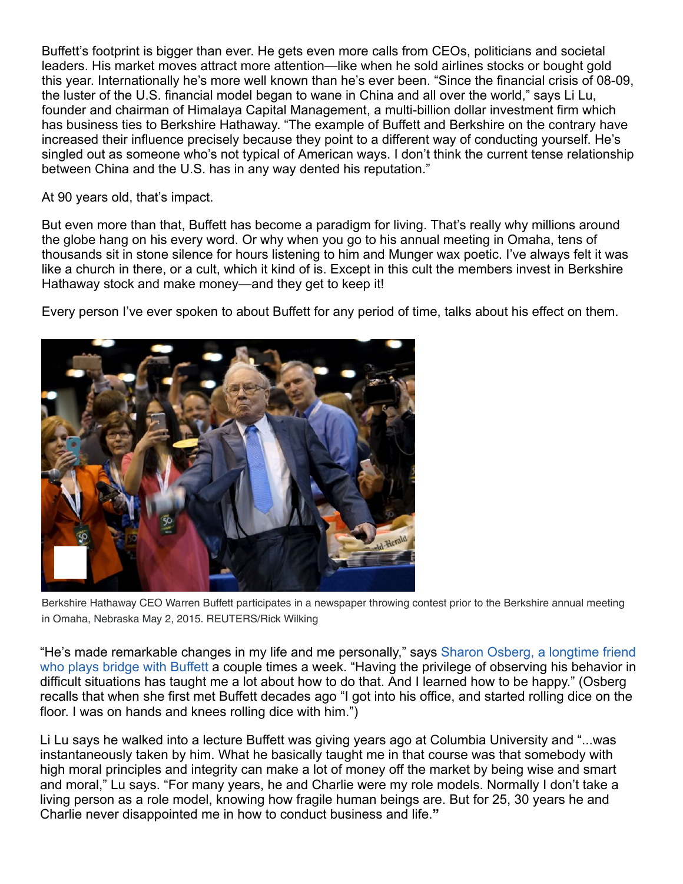Buffett's footprint is bigger than ever. He gets even more calls from CEOs, politicians and societal leaders. His market moves attract more attention—like when he sold airlines stocks or bought gold this year. Internationally he's more well known than he's ever been. "Since the financial crisis of 08-09, the luster of the U.S. financial model began to wane in China and all over the world," says Li Lu, founder and chairman of Himalaya Capital Management, a multi-billion dollar investment firm which has business ties to Berkshire Hathaway. "The example of Buffett and Berkshire on the contrary have increased their influence precisely because they point to a different way of conducting yourself. He's singled out as someone who's not typical of American ways. I don't think the current tense relationship between China and the U.S. has in any way dented his reputation."

At 90 years old, that's impact.

But even more than that, Buffett has become a paradigm for living. That's really why millions around the globe hang on his every word. Or why when you go to his annual meeting in Omaha, tens of thousands sit in stone silence for hours listening to him and Munger wax poetic. I've always felt it was like a church in there, or a cult, which it kind of is. Except in this cult the members invest in Berkshire Hathaway stock and make money—and they get to keep it!

Every person I've ever spoken to about Buffett for any period of time, talks about his effect on them.

Berkshire Hathaway CEO Warren Buffett participates in a newspaper throwing contest prior to the Berkshire annual meeting in Omaha, Nebraska May 2, 2015. REUTERS/Rick Wilking

"He's made remarkable changes in my life and me personally," says Sharon Osberg, a longtime friend who plays bridge with Buffett a couple times a week. "Having the privilege of observing his behavior in difficult situations has taught me a lot about how to do that. And I learned how to be happy." (Osberg recalls that when she first met Buffett decades ago "I got into his office, and started rolling dice on the floor. I was on hands and knees rolling dice with him.")

Li Lu says he walked into a lecture Buffett was giving years ago at Columbia University and "...was instantaneously taken by him. What he basically taught me in that course was that somebody with high moral principles and integrity can make a lot of money off the market by being wise and smart and moral," Lu says. "For many years, he and Charlie were my role models. Normally I don't take a living person as a role model, knowing how fragile human beings are. But for 25, 30 years he and Charlie never disappointed me in how to conduct business and life."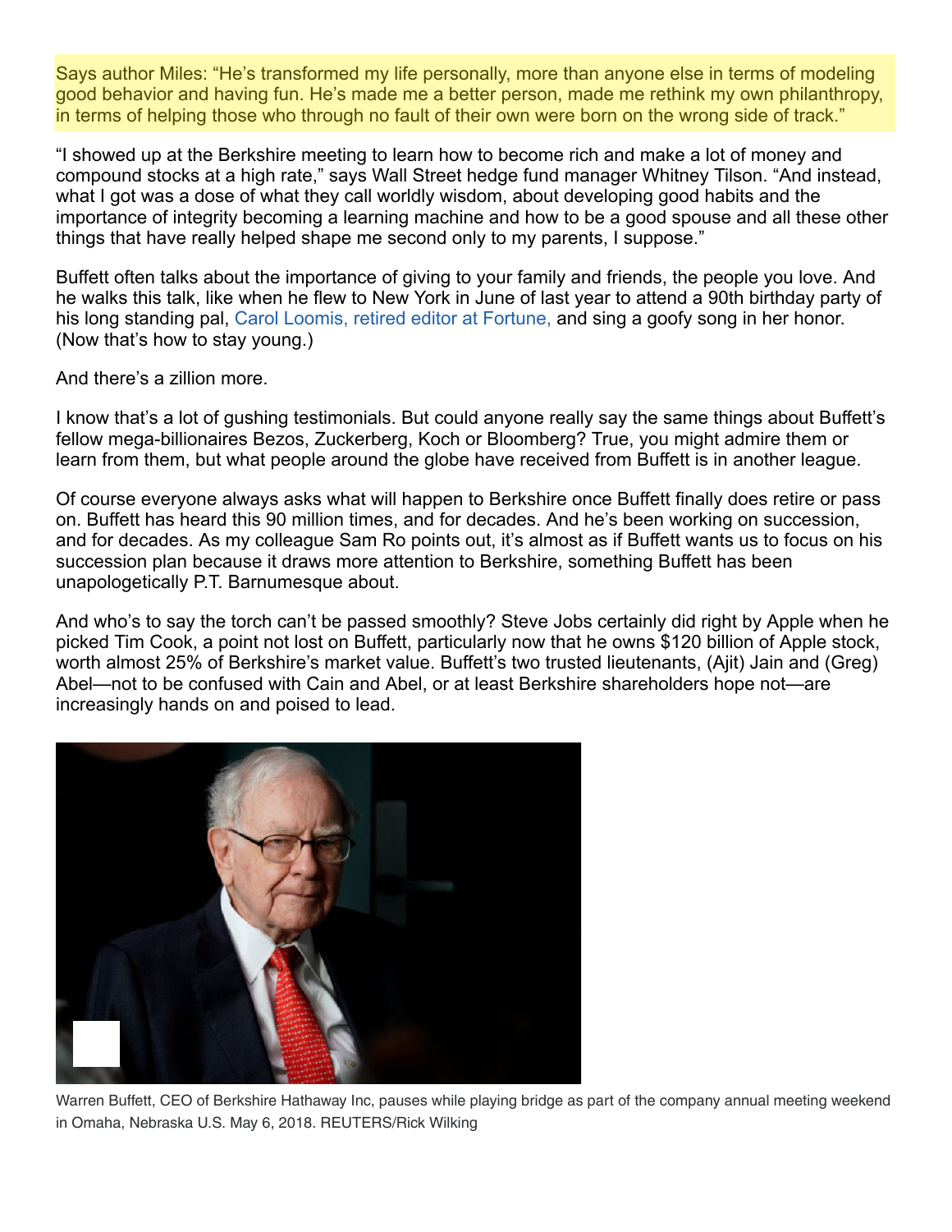Says author Miles: “He’s transformed my life personally, more than anyone else in terms of modeling good behavior and having fun. He’s made me a better person, made me rethink my own philanthropy, in terms of helping those who through no fault of their own were born on the wrong side of track.”

“I showed up at the Berkshire meeting to learn how to become rich and make a lot of money and compound stocks at a high rate,” says Wall Street hedge fund manager Whitney Tilson. “And instead, what I got was a dose of what they call worldly wisdom, about developing good habits and the importance of integrity becoming a learning machine and how to be a good spouse and all these other things that have really helped shape me second only to my parents, I suppose.”

Buffett often talks about the importance of giving to your family and friends, the people you love. And he walks this talk, like when he flew to New York in June of last year to attend a 90th birthday party of his long standing pal, Carol Loomis, retired editor at Fortune, and sing a goofy song in her honor. (Now that’s how to stay young.)

And there’s a zillion more.

I know that’s a lot of gushing testimonials. But could anyone really say the same things about Buffett’s fellow mega-billionaires Bezos, Zuckerberg, Koch or Bloomberg? True, you might admire them or learn from them, but what people around the globe have received from Buffett is in another league.

Of course everyone always asks what will happen to Berkshire once Buffett finally does retire or pass on. Buffett has heard this 90 million times, and for decades. And he’s been working on succession, and for decades. As my colleague Sam Ro points out, it’s almost as if Buffett wants us to focus on his succession plan because it draws more attention to Berkshire, something Buffett has been unapologetically P.T. Barnumesque about.

And who’s to say the torch can’t be passed smoothly? Steve Jobs certainly did right by Apple when he picked Tim Cook, a point not lost on Buffett, particularly now that he owns $120 billion of Apple stock, worth almost 25% of Berkshire’s market value. Buffett’s two trusted lieutenants, (Ajit) Jain and (Greg) Abel—not to be confused with Cain and Abel, or at least Berkshire shareholders hope not—are increasingly hands on and poised to lead.

Warren Buffett, CEO of Berkshire Hathaway Inc, pauses while playing bridge as part of the company annual meeting weekend in Omaha, Nebraska U.S. May 6, 2018. REUTERS/Rick Wilking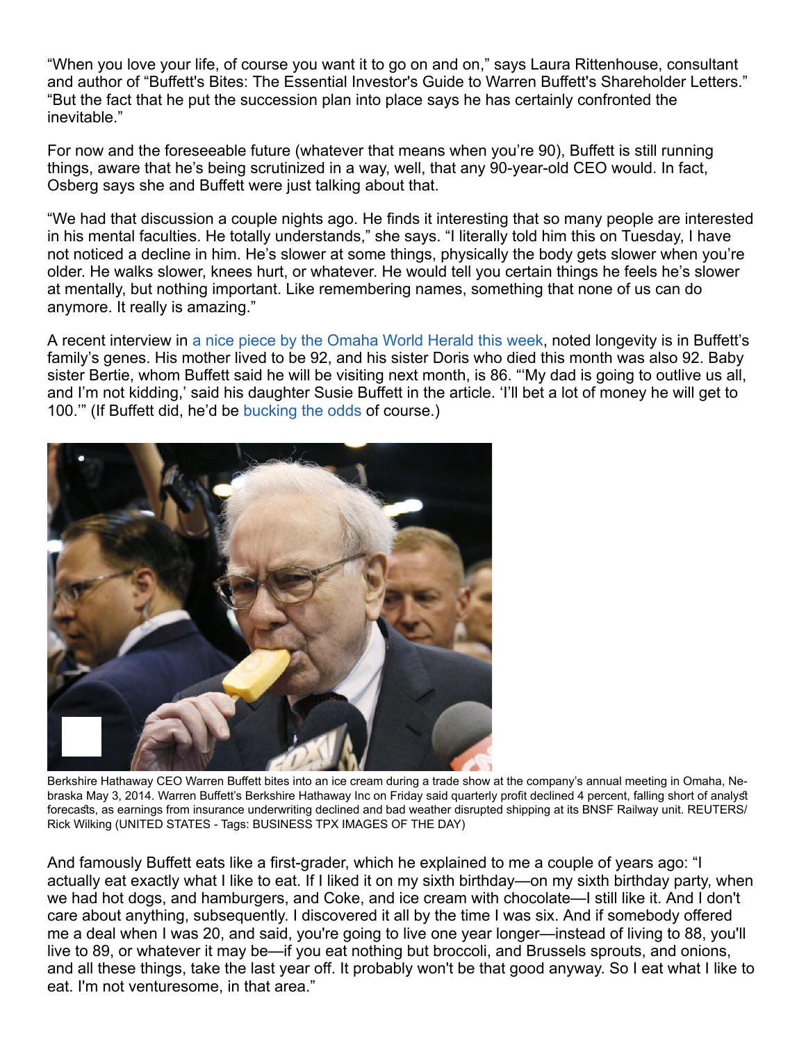"When you love your life, of course you want it to go on and on," says Laura Rittenhouse, consultant and author of "Buffett's Bites: The Essential Investor's Guide to Warren Buffett's Shareholder Letters." "But the fact that he put the succession plan into place says he has certainly confronted the inevitable."

For now and the foreseeable future (whatever that means when you're 90), Buffett is still running things, aware that he's being scrutinized in a way, well, that any 90-year-old CEO would. In fact, Osberg says she and Buffett were just talking about that.

"We had that discussion a couple nights ago. He finds it interesting that so many people are interested in his mental faculties. He totally understands," she says. "I literally told him this on Tuesday, I have not noticed a decline in him. He's slower at some things, physically the body gets slower when you're older. He walks slower, knees hurt, or whatever. He would tell you certain things he feels he's slower at mentally, but nothing important. Like remembering names, something that none of us can do anymore. It really is amazing."

A recent interview in a nice piece by the Omaha World Herald this week, noted longevity is in Buffett's family's genes. His mother lived to be 92, and his sister Doris who died this month was also 92. Baby sister Bertie, whom Buffett said he will be visiting next month, is 86. "'My dad is going to outlive us all, and I'm not kidding,' said his daughter Susie Buffett in the article. 'I'll bet a lot of money he will get to 100.'" (If Buffett did, he'd be bucking the odds of course.)

Berkshire Hathaway CEO Warren Buffett bites into an ice cream during a trade show at the company's annual meeting in Omaha, Nebraska May 3, 2014. Warren Buffett's Berkshire Hathaway Inc on Friday said quarterly profit declined 4 percent, falling short of analyst forecasts, as earnings from insurance underwriting declined and bad weather disrupted shipping at its BNSF Railway unit. REUTERS/ Rick Wilking (UNITED STATES - Tags: BUSINESS TPX IMAGES OF THE DAY)

And famously Buffett eats like a first-grader, which he explained to me a couple of years ago: "I actually eat exactly what I like to eat. If I liked it on my sixth birthday—on my sixth birthday party, when we had hot dogs, and hamburgers, and Coke, and ice cream with chocolate—I still like it. And I don't care about anything, subsequently. I discovered it all by the time I was six. And if somebody offered me a deal when I was 20, and said, you're going to live one year longer—instead of living to 88, you'll live to 89, or whatever it may be—if you eat nothing but broccoli, and Brussels sprouts, and onions, and all these things, take the last year off. It probably won't be that good anyway. So I eat what I like to eat. I'm not venturesome, in that area."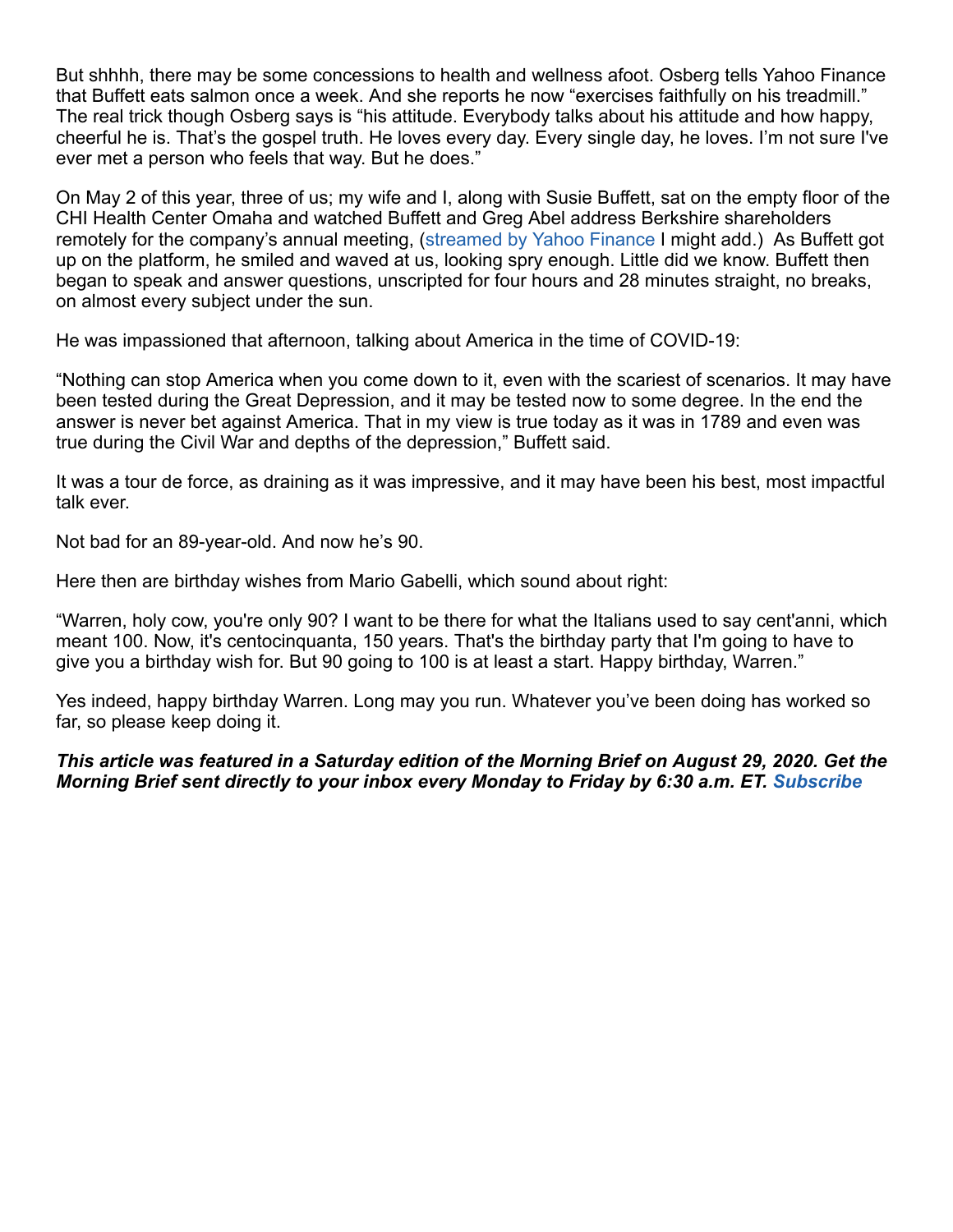But shhhh, there may be some concessions to health and wellness afoot. Osberg tells Yahoo Finance that Buffett eats salmon once a week. And she reports he now “exercises faithfully on his treadmill.” The real trick though Osberg says is “his attitude. Everybody talks about his attitude and how happy, cheerful he is. That’s the gospel truth. He loves every day. Every single day, he loves. I’m not sure I've ever met a person who feels that way. But he does.”

On May 2 of this year, three of us; my wife and I, along with Susie Buffett, sat on the empty floor of the CHI Health Center Omaha and watched Buffett and Greg Abel address Berkshire shareholders remotely for the company’s annual meeting, (streamed by Yahoo Finance I might add.) As Buffett got up on the platform, he smiled and waved at us, looking spry enough. Little did we know. Buffett then began to speak and answer questions, unscripted for four hours and 28 minutes straight, no breaks, on almost every subject under the sun.

He was impassioned that afternoon, talking about America in the time of COVID-19:

“Nothing can stop America when you come down to it, even with the scariest of scenarios. It may have been tested during the Great Depression, and it may be tested now to some degree. In the end the answer is never bet against America. That in my view is true today as it was in 1789 and even was true during the Civil War and depths of the depression,” Buffett said.

It was a tour de force, as draining as it was impressive, and it may have been his best, most impactful talk ever.

Not bad for an 89-year-old. And now he’s 90.

Here then are birthday wishes from Mario Gabelli, which sound about right:

“Warren, holy cow, you're only 90? I want to be there for what the Italians used to say cent'anni, which meant 100. Now, it's centocinquanta, 150 years. That's the birthday party that I'm going to have to give you a birthday wish for. But 90 going to 100 is at least a start. Happy birthday, Warren.”

Yes indeed, happy birthday Warren. Long may you run. Whatever you’ve been doing has worked so far, so please keep doing it.

***This article was featured in a Saturday edition of the Morning Brief on August 29, 2020. Get the Morning Brief sent directly to your inbox every Monday to Friday by 6:30 a.m. ET. Subscribe***